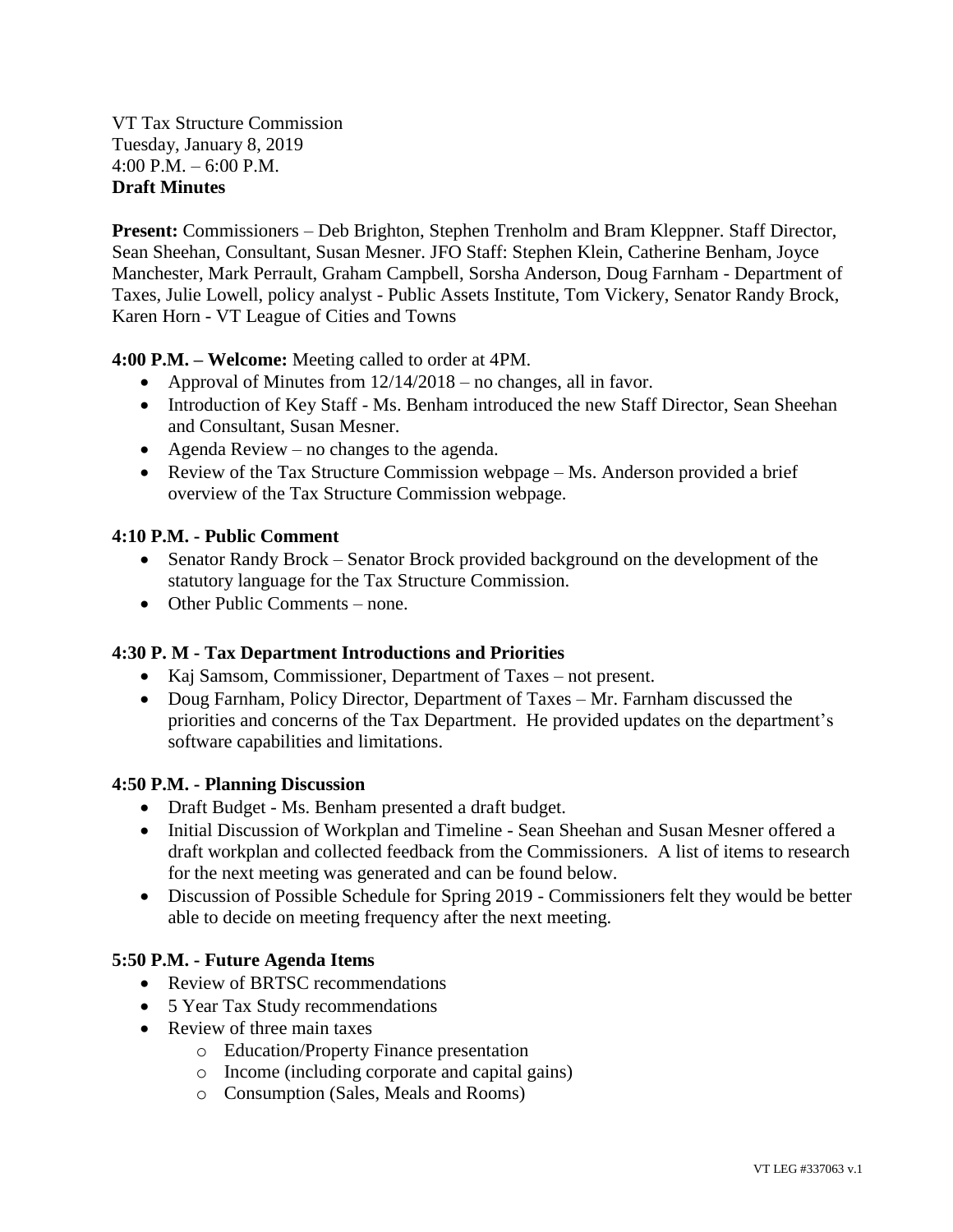VT Tax Structure Commission
Tuesday, January 8, 2019
4:00 P.M. – 6:00 P.M.
**Draft Minutes**

**Present:** Commissioners – Deb Brighton, Stephen Trenholm and Bram Kleppner. Staff Director, Sean Sheehan, Consultant, Susan Mesner. JFO Staff: Stephen Klein, Catherine Benham, Joyce Manchester, Mark Perrault, Graham Campbell, Sorsha Anderson, Doug Farnham - Department of Taxes, Julie Lowell, policy analyst - Public Assets Institute, Tom Vickery, Senator Randy Brock, Karen Horn - VT League of Cities and Towns

**4:00 P.M. – Welcome:** Meeting called to order at 4PM.

- Approval of Minutes from 12/14/2018 – no changes, all in favor.
- Introduction of Key Staff - Ms. Benham introduced the new Staff Director, Sean Sheehan and Consultant, Susan Mesner.
- Agenda Review – no changes to the agenda.
- Review of the Tax Structure Commission webpage – Ms. Anderson provided a brief overview of the Tax Structure Commission webpage.

**4:10 P.M. - Public Comment**

- Senator Randy Brock – Senator Brock provided background on the development of the statutory language for the Tax Structure Commission.
- Other Public Comments – none.

**4:30 P. M - Tax Department Introductions and Priorities**

- Kaj Samsom, Commissioner, Department of Taxes – not present.
- Doug Farnham, Policy Director, Department of Taxes – Mr. Farnham discussed the priorities and concerns of the Tax Department. He provided updates on the department's software capabilities and limitations.

**4:50 P.M. - Planning Discussion**

- Draft Budget - Ms. Benham presented a draft budget.
- Initial Discussion of Workplan and Timeline - Sean Sheehan and Susan Mesner offered a draft workplan and collected feedback from the Commissioners. A list of items to research for the next meeting was generated and can be found below.
- Discussion of Possible Schedule for Spring 2019 - Commissioners felt they would be better able to decide on meeting frequency after the next meeting.

**5:50 P.M. - Future Agenda Items**

- Review of BRTSC recommendations
- 5 Year Tax Study recommendations
- Review of three main taxes
    - Education/Property Finance presentation
    - Income (including corporate and capital gains)
    - Consumption (Sales, Meals and Rooms)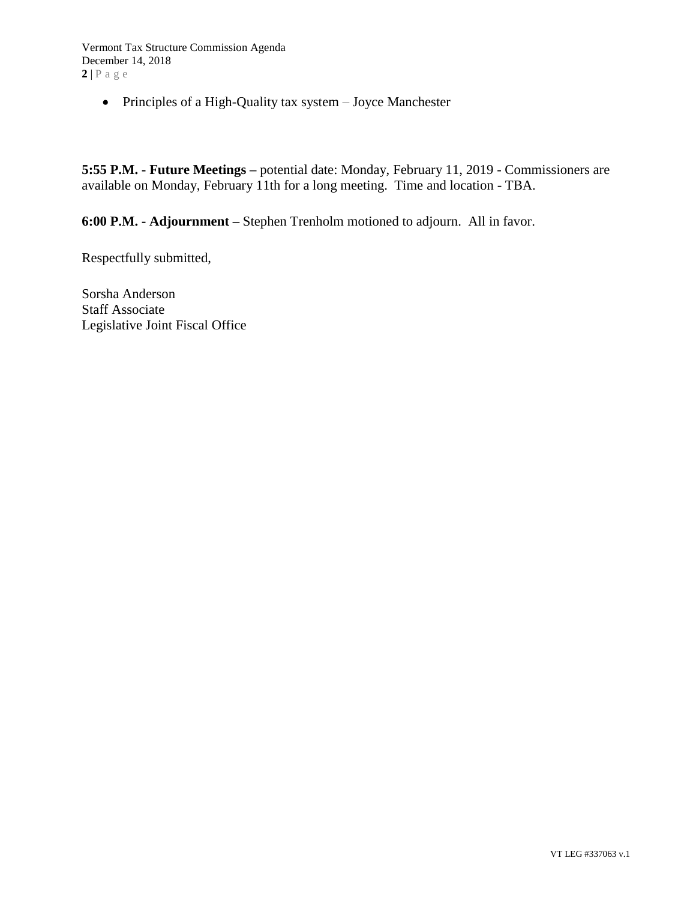- Principles of a High-Quality tax system – Joyce Manchester

**5:55 P.M. - Future Meetings –** potential date: Monday, February 11, 2019 - Commissioners are available on Monday, February 11th for a long meeting. Time and location - TBA.

**6:00 P.M. - Adjournment –** Stephen Trenholm motioned to adjourn. All in favor.

Respectfully submitted,

Sorsha Anderson
Staff Associate
Legislative Joint Fiscal Office